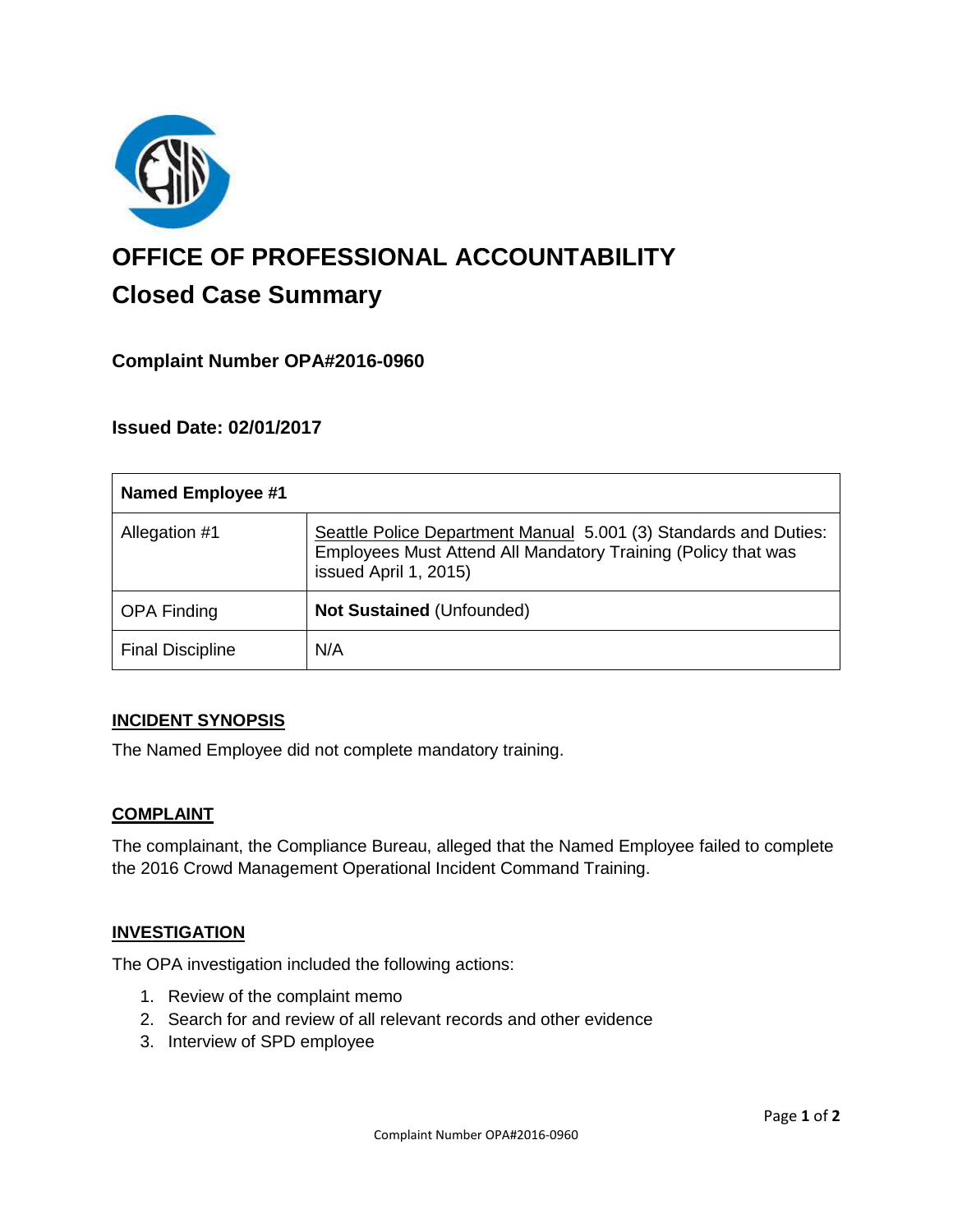# OFFICE OF PROFESSIONAL ACCOUNTABILITY

## Closed Case Summary

### Complaint Number OPA#2016-0960

### Issued Date: 02/01/2017

| Named Employee #1 | |
|---|---|
| Allegation #1 | Seattle Police Department Manual 5.001 (3) Standards and Duties: Employees Must Attend All Mandatory Training (Policy that was issued April 1, 2015) |
| OPA Finding | **Not Sustained** (Unfounded) |
| Final Discipline | N/A |

## INCIDENT SYNOPSIS

The Named Employee did not complete mandatory training.

## COMPLAINT

The complainant, the Compliance Bureau, alleged that the Named Employee failed to complete the 2016 Crowd Management Operational Incident Command Training.

## INVESTIGATION

The OPA investigation included the following actions:

1. Review of the complaint memo
2. Search for and review of all relevant records and other evidence
3. Interview of SPD employee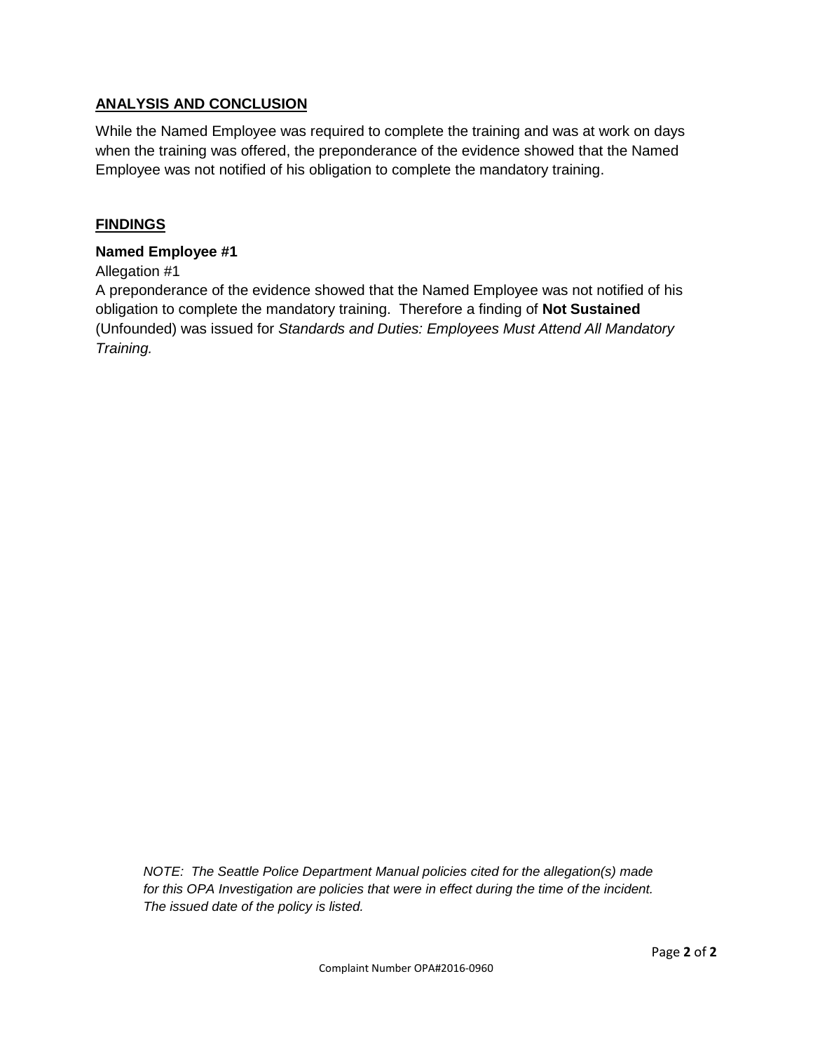## ANALYSIS AND CONCLUSION

While the Named Employee was required to complete the training and was at work on days when the training was offered, the preponderance of the evidence showed that the Named Employee was not notified of his obligation to complete the mandatory training.

## FINDINGS

**Named Employee #1**

Allegation #1

A preponderance of the evidence showed that the Named Employee was not notified of his obligation to complete the mandatory training. Therefore a finding of **Not Sustained** (Unfounded) was issued for *Standards and Duties: Employees Must Attend All Mandatory Training.*

*NOTE: The Seattle Police Department Manual policies cited for the allegation(s) made for this OPA Investigation are policies that were in effect during the time of the incident. The issued date of the policy is listed.*

Complaint Number OPA#2016-0960